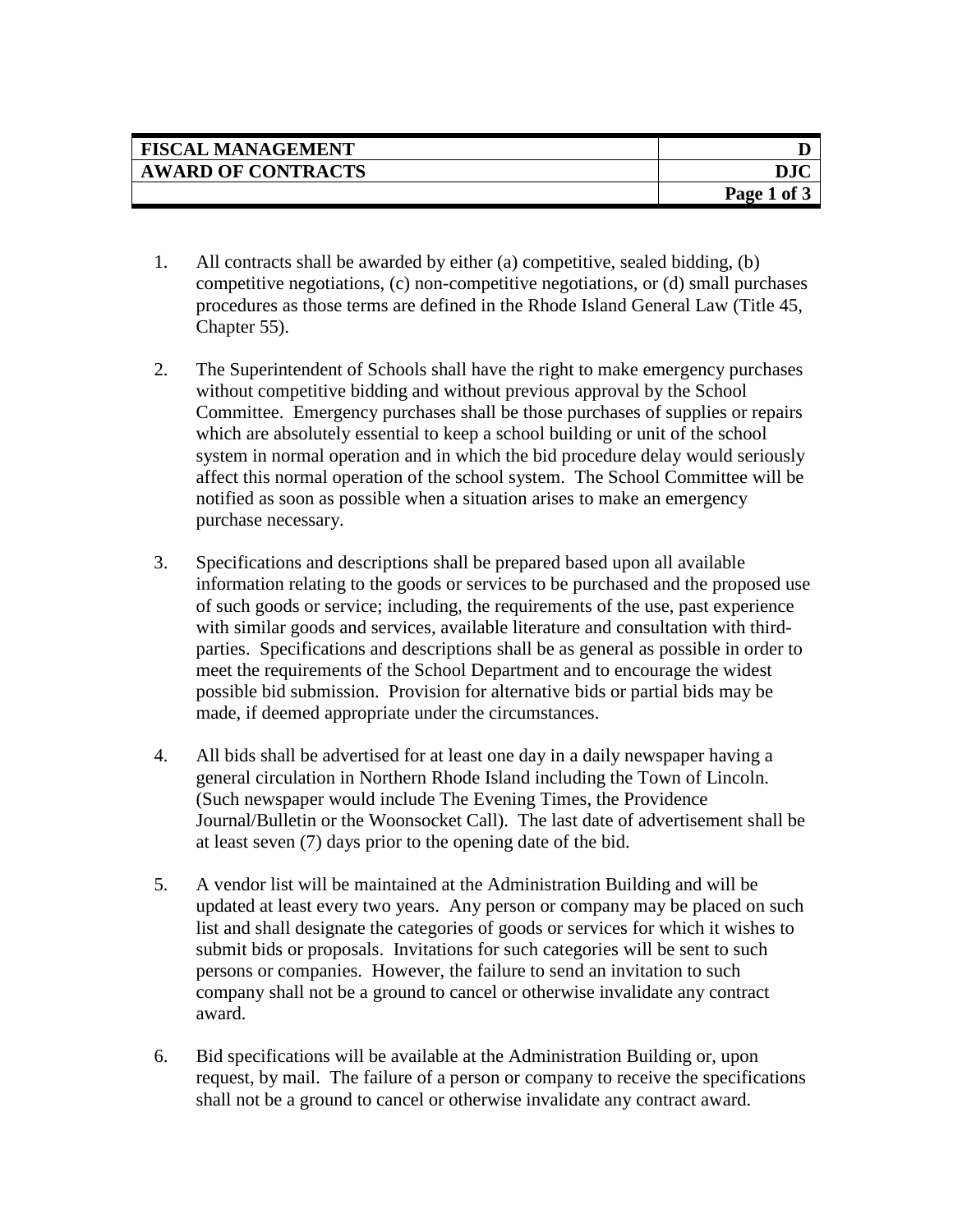| FISCAL MANAGEMENT | D |
| --- | --- |
| AWARD OF CONTRACTS | DJC |

1. All contracts shall be awarded by either (a) competitive, sealed bidding, (b) competitive negotiations, (c) non-competitive negotiations, or (d) small purchases procedures as those terms are defined in the Rhode Island General Law (Title 45, Chapter 55).

2. The Superintendent of Schools shall have the right to make emergency purchases without competitive bidding and without previous approval by the School Committee. Emergency purchases shall be those purchases of supplies or repairs which are absolutely essential to keep a school building or unit of the school system in normal operation and in which the bid procedure delay would seriously affect this normal operation of the school system. The School Committee will be notified as soon as possible when a situation arises to make an emergency purchase necessary.

3. Specifications and descriptions shall be prepared based upon all available information relating to the goods or services to be purchased and the proposed use of such goods or service; including, the requirements of the use, past experience with similar goods and services, available literature and consultation with third-parties. Specifications and descriptions shall be as general as possible in order to meet the requirements of the School Department and to encourage the widest possible bid submission. Provision for alternative bids or partial bids may be made, if deemed appropriate under the circumstances.

4. All bids shall be advertised for at least one day in a daily newspaper having a general circulation in Northern Rhode Island including the Town of Lincoln. (Such newspaper would include The Evening Times, the Providence Journal/Bulletin or the Woonsocket Call). The last date of advertisement shall be at least seven (7) days prior to the opening date of the bid.

5. A vendor list will be maintained at the Administration Building and will be updated at least every two years. Any person or company may be placed on such list and shall designate the categories of goods or services for which it wishes to submit bids or proposals. Invitations for such categories will be sent to such persons or companies. However, the failure to send an invitation to such company shall not be a ground to cancel or otherwise invalidate any contract award.

6. Bid specifications will be available at the Administration Building or, upon request, by mail. The failure of a person or company to receive the specifications shall not be a ground to cancel or otherwise invalidate any contract award.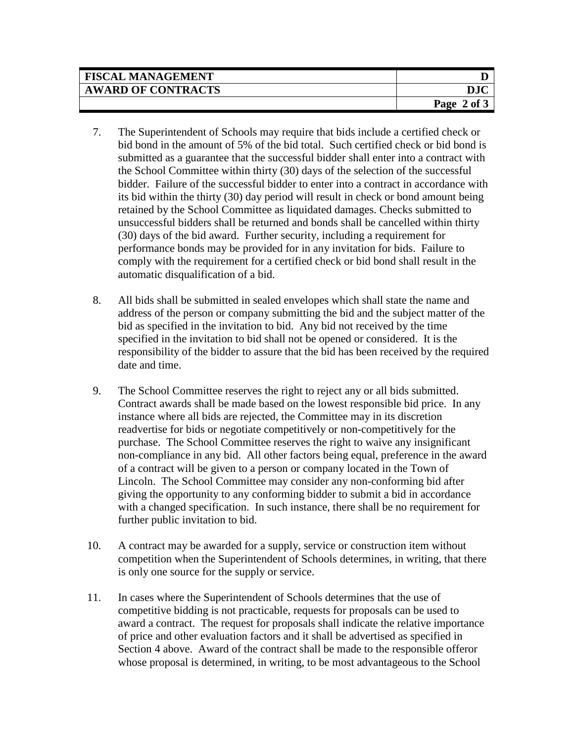7. The Superintendent of Schools may require that bids include a certified check or bid bond in the amount of 5% of the bid total. Such certified check or bid bond is submitted as a guarantee that the successful bidder shall enter into a contract with the School Committee within thirty (30) days of the selection of the successful bidder. Failure of the successful bidder to enter into a contract in accordance with its bid within the thirty (30) day period will result in check or bond amount being retained by the School Committee as liquidated damages. Checks submitted to unsuccessful bidders shall be returned and bonds shall be cancelled within thirty (30) days of the bid award. Further security, including a requirement for performance bonds may be provided for in any invitation for bids. Failure to comply with the requirement for a certified check or bid bond shall result in the automatic disqualification of a bid.

8. All bids shall be submitted in sealed envelopes which shall state the name and address of the person or company submitting the bid and the subject matter of the bid as specified in the invitation to bid. Any bid not received by the time specified in the invitation to bid shall not be opened or considered. It is the responsibility of the bidder to assure that the bid has been received by the required date and time.

9. The School Committee reserves the right to reject any or all bids submitted. Contract awards shall be made based on the lowest responsible bid price. In any instance where all bids are rejected, the Committee may in its discretion readvertise for bids or negotiate competitively or non-competitively for the purchase. The School Committee reserves the right to waive any insignificant non-compliance in any bid. All other factors being equal, preference in the award of a contract will be given to a person or company located in the Town of Lincoln. The School Committee may consider any non-conforming bid after giving the opportunity to any conforming bidder to submit a bid in accordance with a changed specification. In such instance, there shall be no requirement for further public invitation to bid.

10. A contract may be awarded for a supply, service or construction item without competition when the Superintendent of Schools determines, in writing, that there is only one source for the supply or service.

11. In cases where the Superintendent of Schools determines that the use of competitive bidding is not practicable, requests for proposals can be used to award a contract. The request for proposals shall indicate the relative importance of price and other evaluation factors and it shall be advertised as specified in Section 4 above. Award of the contract shall be made to the responsible offeror whose proposal is determined, in writing, to be most advantageous to the School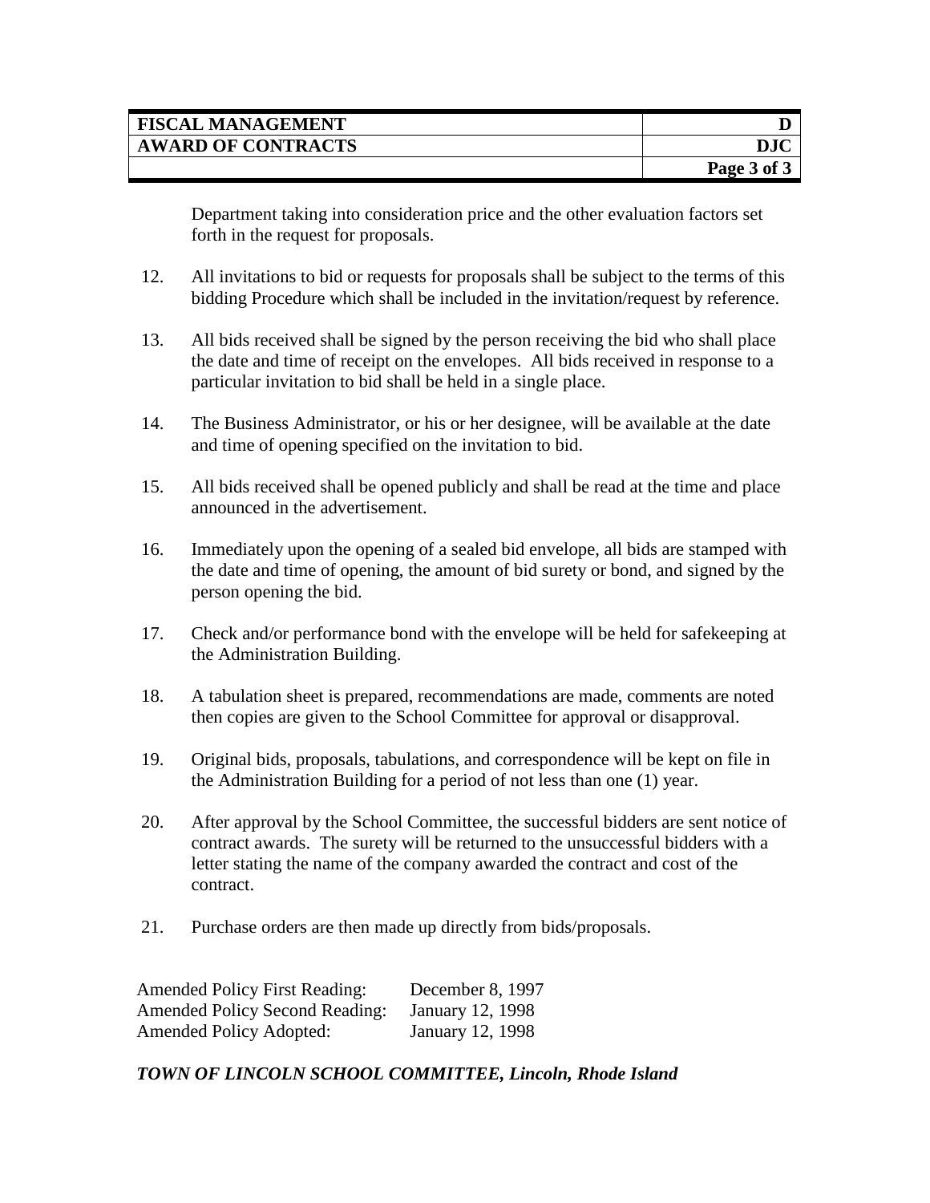Department taking into consideration price and the other evaluation factors set forth in the request for proposals.

12. All invitations to bid or requests for proposals shall be subject to the terms of this bidding Procedure which shall be included in the invitation/request by reference.

13. All bids received shall be signed by the person receiving the bid who shall place the date and time of receipt on the envelopes. All bids received in response to a particular invitation to bid shall be held in a single place.

14. The Business Administrator, or his or her designee, will be available at the date and time of opening specified on the invitation to bid.

15. All bids received shall be opened publicly and shall be read at the time and place announced in the advertisement.

16. Immediately upon the opening of a sealed bid envelope, all bids are stamped with the date and time of opening, the amount of bid surety or bond, and signed by the person opening the bid.

17. Check and/or performance bond with the envelope will be held for safekeeping at the Administration Building.

18. A tabulation sheet is prepared, recommendations are made, comments are noted then copies are given to the School Committee for approval or disapproval.

19. Original bids, proposals, tabulations, and correspondence will be kept on file in the Administration Building for a period of not less than one (1) year.

20. After approval by the School Committee, the successful bidders are sent notice of contract awards. The surety will be returned to the unsuccessful bidders with a letter stating the name of the company awarded the contract and cost of the contract.

21. Purchase orders are then made up directly from bids/proposals.

| | |
|---|---|
| Amended Policy First Reading: | December 8, 1997 |
| Amended Policy Second Reading: | January 12, 1998 |
| Amended Policy Adopted: | January 12, 1998 |

***TOWN OF LINCOLN SCHOOL COMMITTEE, Lincoln, Rhode Island***